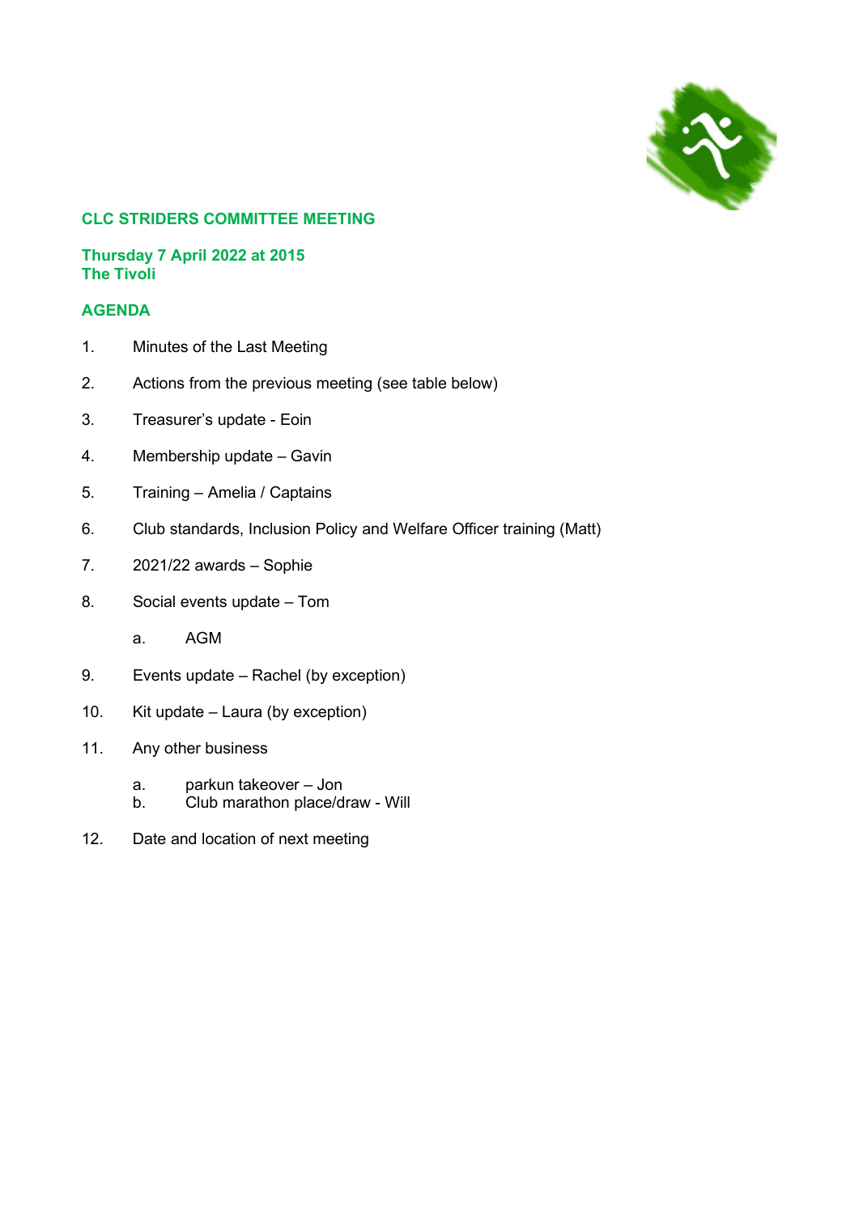# CLC STRIDERS COMMITTEE MEETING

**Thursday 7 April 2022 at 2015**
**The Tivoli**

## AGENDA

1. Minutes of the Last Meeting

2. Actions from the previous meeting (see table below)

3. Treasurer's update - Eoin

4. Membership update – Gavin

5. Training – Amelia / Captains

6. Club standards, Inclusion Policy and Welfare Officer training (Matt)

7. 2021/22 awards – Sophie

8. Social events update – Tom

   a. AGM

9. Events update – Rachel (by exception)

10. Kit update – Laura (by exception)

11. Any other business

    a. parkun takeover – Jon
    b. Club marathon place/draw - Will

12. Date and location of next meeting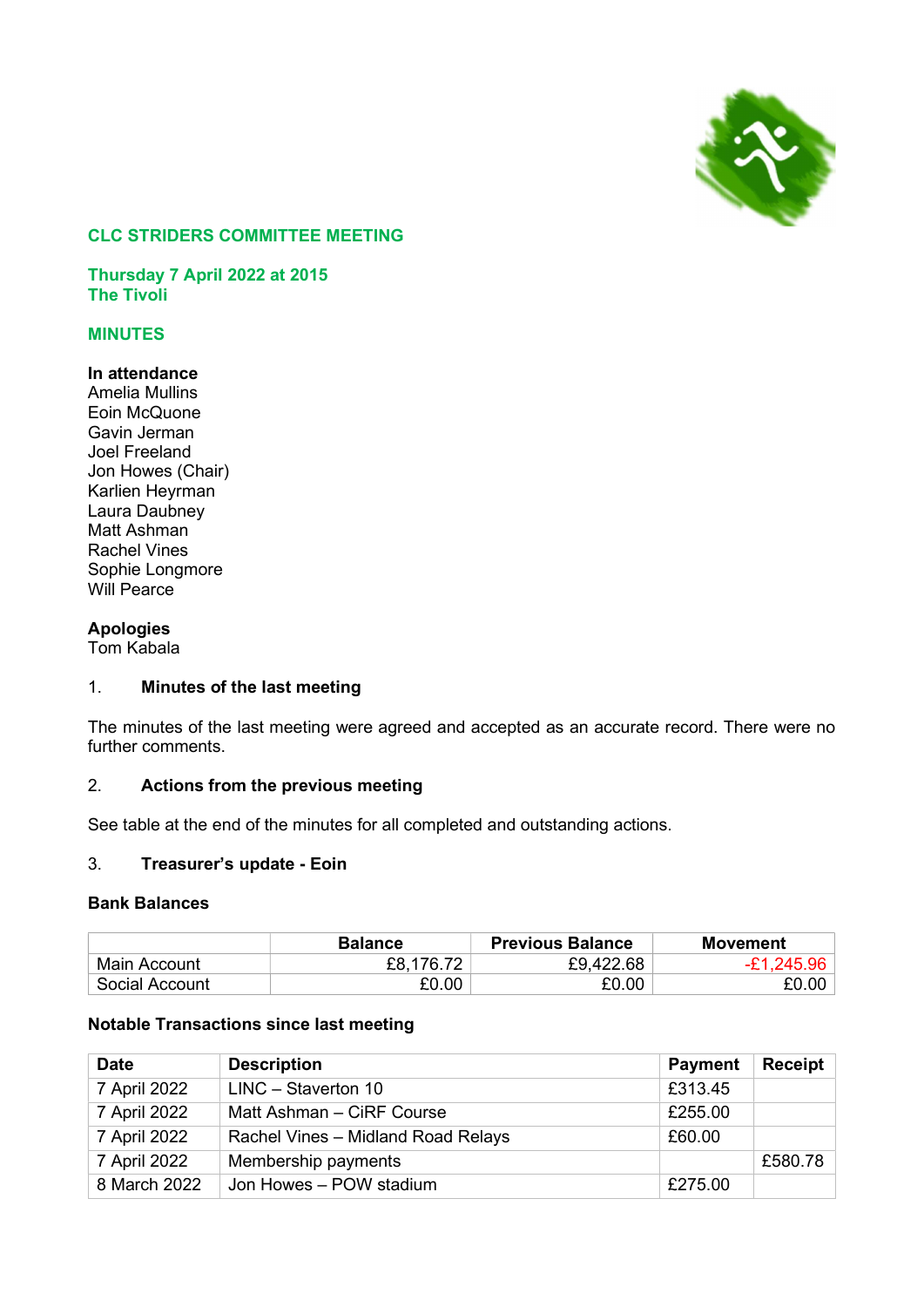## CLC STRIDERS COMMITTEE MEETING

**Thursday 7 April 2022 at 2015**
**The Tivoli**

## MINUTES

**In attendance**
Amelia Mullins
Eoin McQuone
Gavin Jerman
Joel Freeland
Jon Howes (Chair)
Karlien Heyrman
Laura Daubney
Matt Ashman
Rachel Vines
Sophie Longmore
Will Pearce

**Apologies**
Tom Kabala

### 1. Minutes of the last meeting

The minutes of the last meeting were agreed and accepted as an accurate record. There were no further comments.

### 2. Actions from the previous meeting

See table at the end of the minutes for all completed and outstanding actions.

### 3. Treasurer's update - Eoin

**Bank Balances**

| | Balance | Previous Balance | Movement |
|---|---|---|---|
| Main Account | £8,176.72 | £9,422.68 | -£1,245.96 |
| Social Account | £0.00 | £0.00 | £0.00 |

**Notable Transactions since last meeting**

| Date | Description | Payment | Receipt |
|---|---|---|---|
| 7 April 2022 | LINC – Staverton 10 | £313.45 | |
| 7 April 2022 | Matt Ashman – CiRF Course | £255.00 | |
| 7 April 2022 | Rachel Vines – Midland Road Relays | £60.00 | |
| 7 April 2022 | Membership payments | | £580.78 |
| 8 March 2022 | Jon Howes – POW stadium | £275.00 | |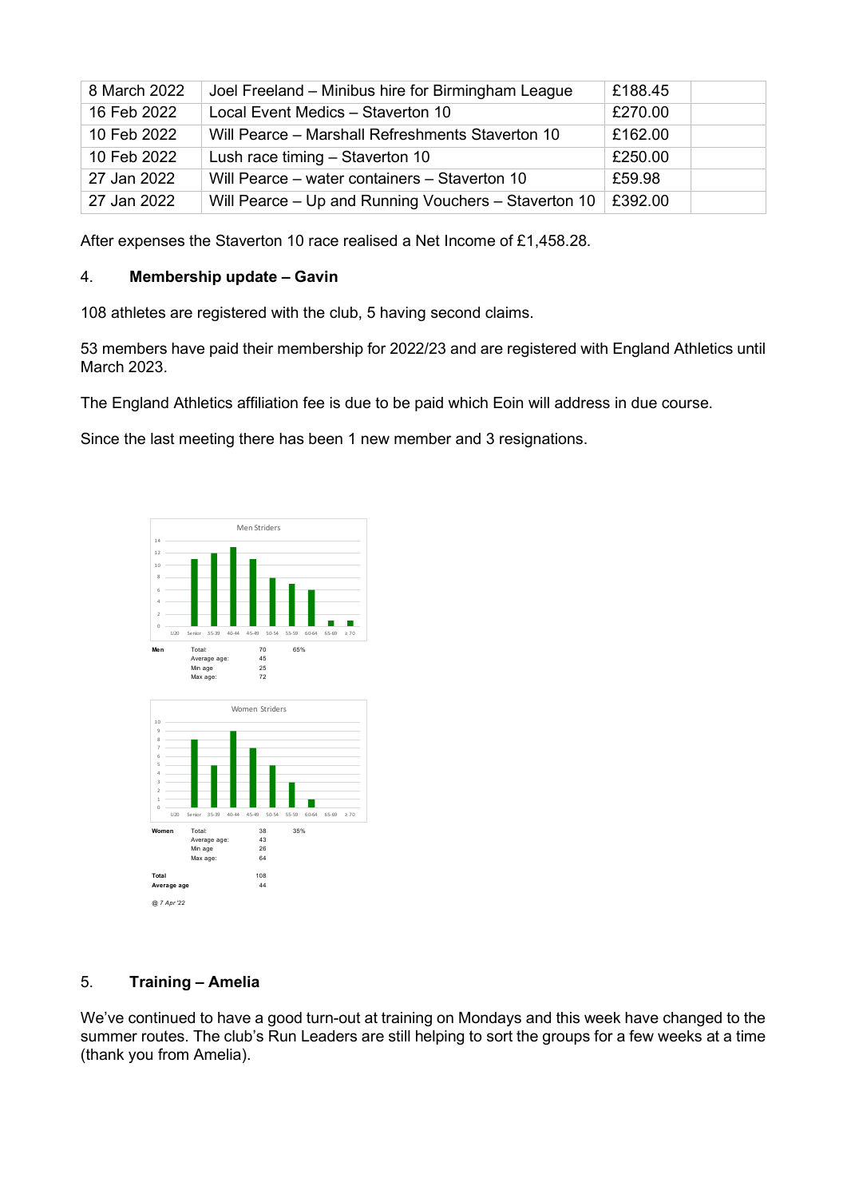| 8 March 2022 | Joel Freeland – Minibus hire for Birmingham League | £188.45 | |
|---|---|---|---|
| 16 Feb 2022 | Local Event Medics – Staverton 10 | £270.00 | |
| 10 Feb 2022 | Will Pearce – Marshall Refreshments Staverton 10 | £162.00 | |
| 10 Feb 2022 | Lush race timing – Staverton 10 | £250.00 | |
| 27 Jan 2022 | Will Pearce – water containers – Staverton 10 | £59.98 | |
| 27 Jan 2022 | Will Pearce – Up and Running Vouchers – Staverton 10 | £392.00 | |

After expenses the Staverton 10 race realised a Net Income of £1,458.28.

## 4. **Membership update – Gavin**

108 athletes are registered with the club, 5 having second claims.

53 members have paid their membership for 2022/23 and are registered with England Athletics until March 2023.

The England Athletics affiliation fee is due to be paid which Eoin will address in due course.

Since the last meeting there has been 1 new member and 3 resignations.

Men Striders

| **Men** | Total: | 70 | 65% |
|---|---|---|---|
| | Average age: | 45 | |
| | Min age | 25 | |
| | Max age: | 72 | |

Women Striders

| **Women** | Total: | 38 | 35% |
|---|---|---|---|
| | Average age: | 43 | |
| | Min age | 26 | |
| | Max age: | 64 | |

| **Total** | 108 |
|---|---|
| **Average age** | 44 |

*@ 7 Apr '22*

## 5. **Training – Amelia**

We've continued to have a good turn-out at training on Mondays and this week have changed to the summer routes. The club's Run Leaders are still helping to sort the groups for a few weeks at a time (thank you from Amelia).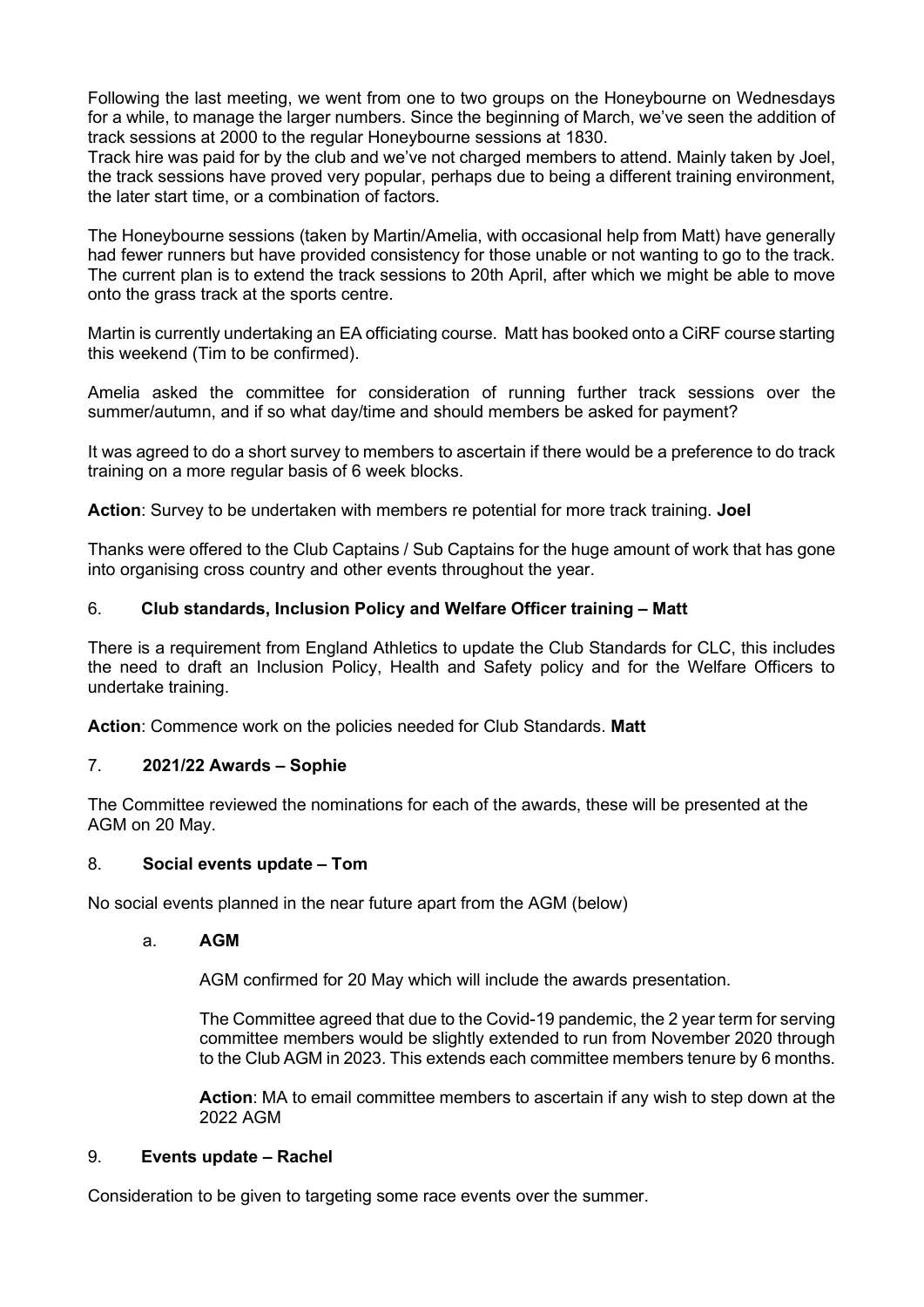Following the last meeting, we went from one to two groups on the Honeybourne on Wednesdays for a while, to manage the larger numbers. Since the beginning of March, we've seen the addition of track sessions at 2000 to the regular Honeybourne sessions at 1830.

Track hire was paid for by the club and we've not charged members to attend. Mainly taken by Joel, the track sessions have proved very popular, perhaps due to being a different training environment, the later start time, or a combination of factors.

The Honeybourne sessions (taken by Martin/Amelia, with occasional help from Matt) have generally had fewer runners but have provided consistency for those unable or not wanting to go to the track. The current plan is to extend the track sessions to 20th April, after which we might be able to move onto the grass track at the sports centre.

Martin is currently undertaking an EA officiating course. Matt has booked onto a CiRF course starting this weekend (Tim to be confirmed).

Amelia asked the committee for consideration of running further track sessions over the summer/autumn, and if so what day/time and should members be asked for payment?

It was agreed to do a short survey to members to ascertain if there would be a preference to do track training on a more regular basis of 6 week blocks.

**Action**: Survey to be undertaken with members re potential for more track training. **Joel**

Thanks were offered to the Club Captains / Sub Captains for the huge amount of work that has gone into organising cross country and other events throughout the year.

## 6. Club standards, Inclusion Policy and Welfare Officer training – Matt

There is a requirement from England Athletics to update the Club Standards for CLC, this includes the need to draft an Inclusion Policy, Health and Safety policy and for the Welfare Officers to undertake training.

**Action**: Commence work on the policies needed for Club Standards. **Matt**

## 7. 2021/22 Awards – Sophie

The Committee reviewed the nominations for each of the awards, these will be presented at the AGM on 20 May.

## 8. Social events update – Tom

No social events planned in the near future apart from the AGM (below)

### a. AGM

AGM confirmed for 20 May which will include the awards presentation.

The Committee agreed that due to the Covid-19 pandemic, the 2 year term for serving committee members would be slightly extended to run from November 2020 through to the Club AGM in 2023. This extends each committee members tenure by 6 months.

**Action**: MA to email committee members to ascertain if any wish to step down at the 2022 AGM

## 9. Events update – Rachel

Consideration to be given to targeting some race events over the summer.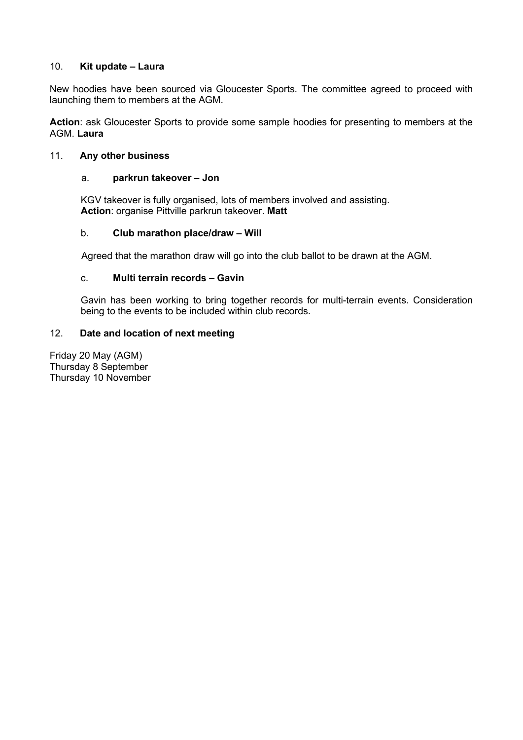## 10. Kit update – Laura

New hoodies have been sourced via Gloucester Sports. The committee agreed to proceed with launching them to members at the AGM.

**Action**: ask Gloucester Sports to provide some sample hoodies for presenting to members at the AGM. **Laura**

## 11. Any other business

### a. parkrun takeover – Jon

KGV takeover is fully organised, lots of members involved and assisting.
**Action**: organise Pittville parkrun takeover. **Matt**

### b. Club marathon place/draw – Will

Agreed that the marathon draw will go into the club ballot to be drawn at the AGM.

### c. Multi terrain records – Gavin

Gavin has been working to bring together records for multi-terrain events. Consideration being to the events to be included within club records.

## 12. Date and location of next meeting

Friday 20 May (AGM)
Thursday 8 September
Thursday 10 November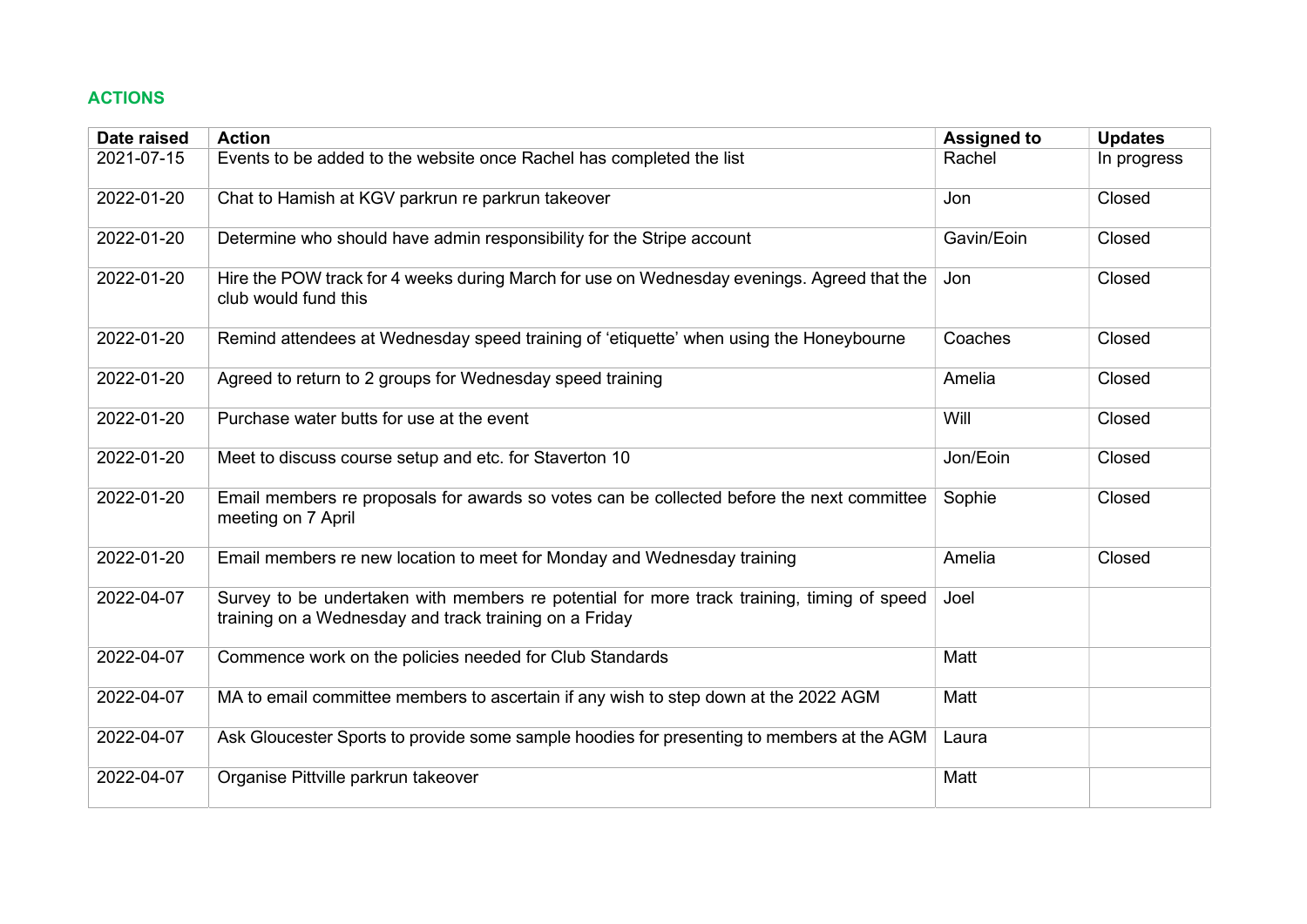## ACTIONS

| Date raised | Action | Assigned to | Updates |
|---|---|---|---|
| 2021-07-15 | Events to be added to the website once Rachel has completed the list | Rachel | In progress |
| 2022-01-20 | Chat to Hamish at KGV parkrun re parkrun takeover | Jon | Closed |
| 2022-01-20 | Determine who should have admin responsibility for the Stripe account | Gavin/Eoin | Closed |
| 2022-01-20 | Hire the POW track for 4 weeks during March for use on Wednesday evenings. Agreed that the club would fund this | Jon | Closed |
| 2022-01-20 | Remind attendees at Wednesday speed training of 'etiquette' when using the Honeybourne | Coaches | Closed |
| 2022-01-20 | Agreed to return to 2 groups for Wednesday speed training | Amelia | Closed |
| 2022-01-20 | Purchase water butts for use at the event | Will | Closed |
| 2022-01-20 | Meet to discuss course setup and etc. for Staverton 10 | Jon/Eoin | Closed |
| 2022-01-20 | Email members re proposals for awards so votes can be collected before the next committee meeting on 7 April | Sophie | Closed |
| 2022-01-20 | Email members re new location to meet for Monday and Wednesday training | Amelia | Closed |
| 2022-04-07 | Survey to be undertaken with members re potential for more track training, timing of speed training on a Wednesday and track training on a Friday | Joel | |
| 2022-04-07 | Commence work on the policies needed for Club Standards | Matt | |
| 2022-04-07 | MA to email committee members to ascertain if any wish to step down at the 2022 AGM | Matt | |
| 2022-04-07 | Ask Gloucester Sports to provide some sample hoodies for presenting to members at the AGM | Laura | |
| 2022-04-07 | Organise Pittville parkrun takeover | Matt | |